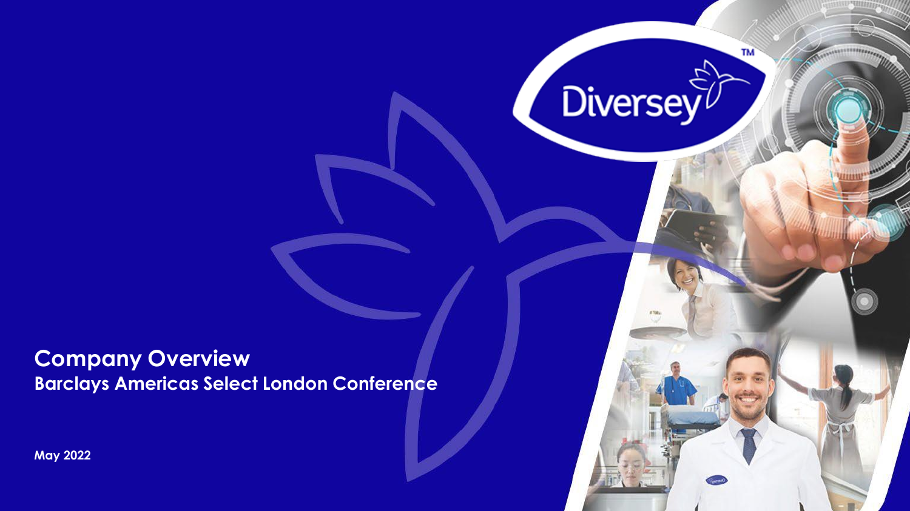Diversey™

# Company Overview

## Barclays Americas Select London Conference

May 2022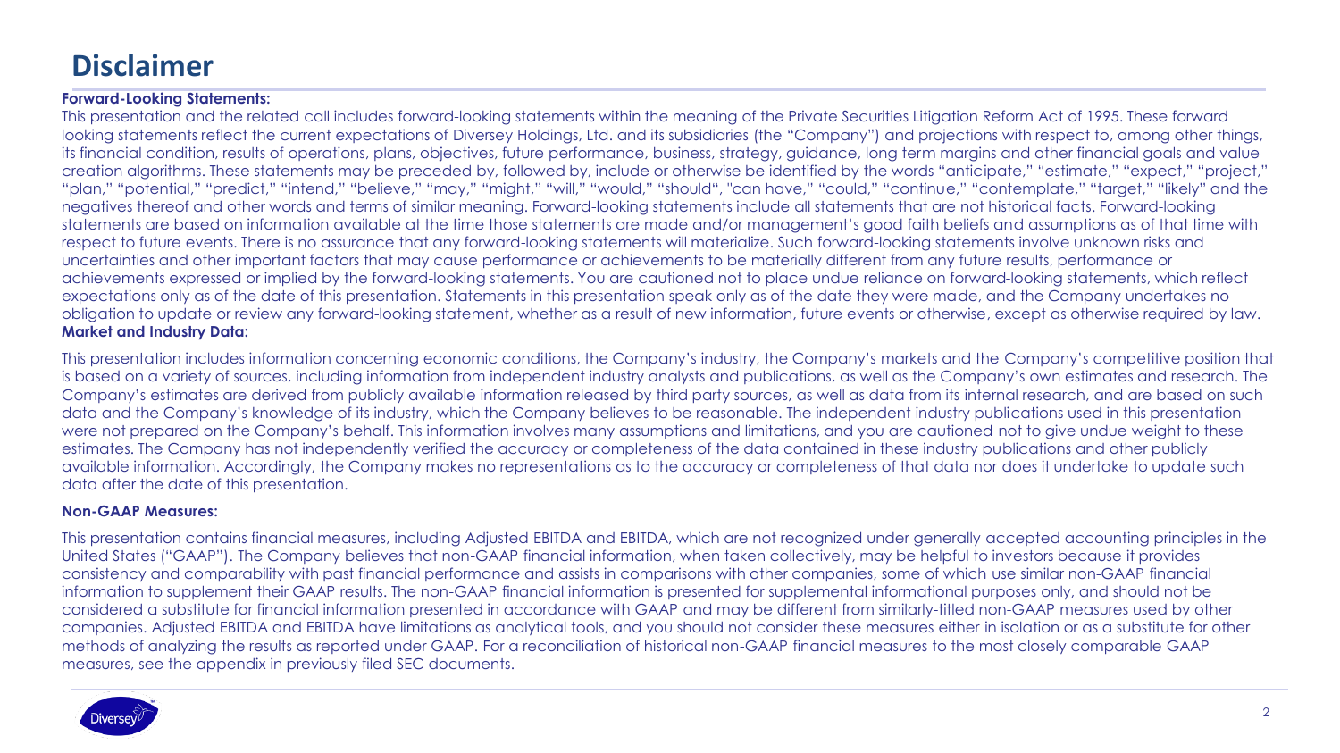# Disclaimer

**Forward-Looking Statements:**

This presentation and the related call includes forward-looking statements within the meaning of the Private Securities Litigation Reform Act of 1995. These forward looking statements reflect the current expectations of Diversey Holdings, Ltd. and its subsidiaries (the "Company") and projections with respect to, among other things, its financial condition, results of operations, plans, objectives, future performance, business, strategy, guidance, long term margins and other financial goals and value creation algorithms. These statements may be preceded by, followed by, include or otherwise be identified by the words "anticipate," "estimate," "expect," "project," "plan," "potential," "predict," "intend," "believe," "may," "might," "will," "would," "should", "can have," "could," "continue," "contemplate," "target," "likely" and the negatives thereof and other words and terms of similar meaning. Forward-looking statements include all statements that are not historical facts. Forward-looking statements are based on information available at the time those statements are made and/or management's good faith beliefs and assumptions as of that time with respect to future events. There is no assurance that any forward-looking statements will materialize. Such forward-looking statements involve unknown risks and uncertainties and other important factors that may cause performance or achievements to be materially different from any future results, performance or achievements expressed or implied by the forward-looking statements. You are cautioned not to place undue reliance on forward-looking statements, which reflect expectations only as of the date of this presentation. Statements in this presentation speak only as of the date they were made, and the Company undertakes no obligation to update or review any forward-looking statement, whether as a result of new information, future events or otherwise, except as otherwise required by law.

**Market and Industry Data:**

This presentation includes information concerning economic conditions, the Company's industry, the Company's markets and the Company's competitive position that is based on a variety of sources, including information from independent industry analysts and publications, as well as the Company's own estimates and research. The Company's estimates are derived from publicly available information released by third party sources, as well as data from its internal research, and are based on such data and the Company's knowledge of its industry, which the Company believes to be reasonable. The independent industry publications used in this presentation were not prepared on the Company's behalf. This information involves many assumptions and limitations, and you are cautioned not to give undue weight to these estimates. The Company has not independently verified the accuracy or completeness of the data contained in these industry publications and other publicly available information. Accordingly, the Company makes no representations as to the accuracy or completeness of that data nor does it undertake to update such data after the date of this presentation.

**Non-GAAP Measures:**

This presentation contains financial measures, including Adjusted EBITDA and EBITDA, which are not recognized under generally accepted accounting principles in the United States ("GAAP"). The Company believes that non-GAAP financial information, when taken collectively, may be helpful to investors because it provides consistency and comparability with past financial performance and assists in comparisons with other companies, some of which use similar non-GAAP financial information to supplement their GAAP results. The non-GAAP financial information is presented for supplemental informational purposes only, and should not be considered a substitute for financial information presented in accordance with GAAP and may be different from similarly-titled non-GAAP measures used by other companies. Adjusted EBITDA and EBITDA have limitations as analytical tools, and you should not consider these measures either in isolation or as a substitute for other methods of analyzing the results as reported under GAAP. For a reconciliation of historical non-GAAP financial measures to the most closely comparable GAAP measures, see the appendix in previously filed SEC documents.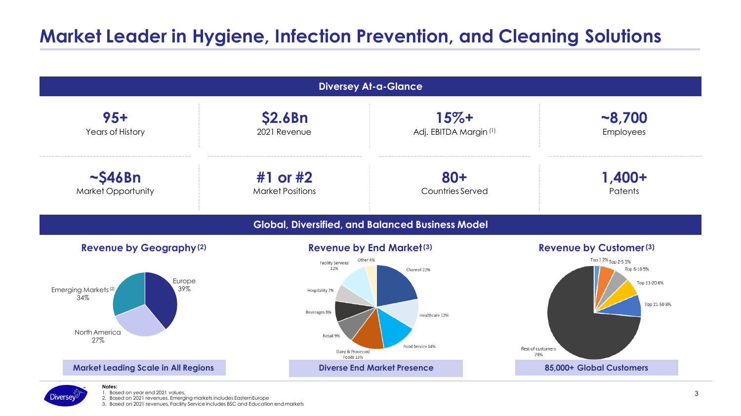# Market Leader in Hygiene, Infection Prevention, and Cleaning Solutions

## Diversey At-a-Glance

| | | | |
|---|---|---|---|
| **95+** Years of History | **$2.6Bn** 2021 Revenue | **15%+** Adj. EBITDA Margin [1] | **~8,700** Employees |
| **~$46Bn** Market Opportunity | **#1 or #2** Market Positions | **80+** Countries Served | **1,400+** Patents |

## Global, Diversified, and Balanced Business Model

### Revenue by Geography [2]

- Europe 39%
- Emerging Markets [2] 34%
- North America 27%

**Market Leading Scale in All Regions**

### Revenue by End Market [3]

- Channel 22%
- Healthcare 12%
- Food Service 14%
- Dairy & Processed Foods 13%
- Retail 9%
- Beverages 8%
- Hospitality 7%
- Facility Services 12%
- Other 4%

**Diverse End Market Presence**

### Revenue by Customer [3]

- Top 1 2%
- Top 2-5 5%
- Top 6-10 5%
- Top 11-20 6%
- Top 21-50 8%
- Rest of customers 74%

**85,000+ Global Customers**

**Notes:**

1. Based on year end 2021 values.
2. Based on 2021 revenues. Emerging markets includes Eastern Europe
3. Based on 2021 revenues, Facility Service includes BSC and Education end markets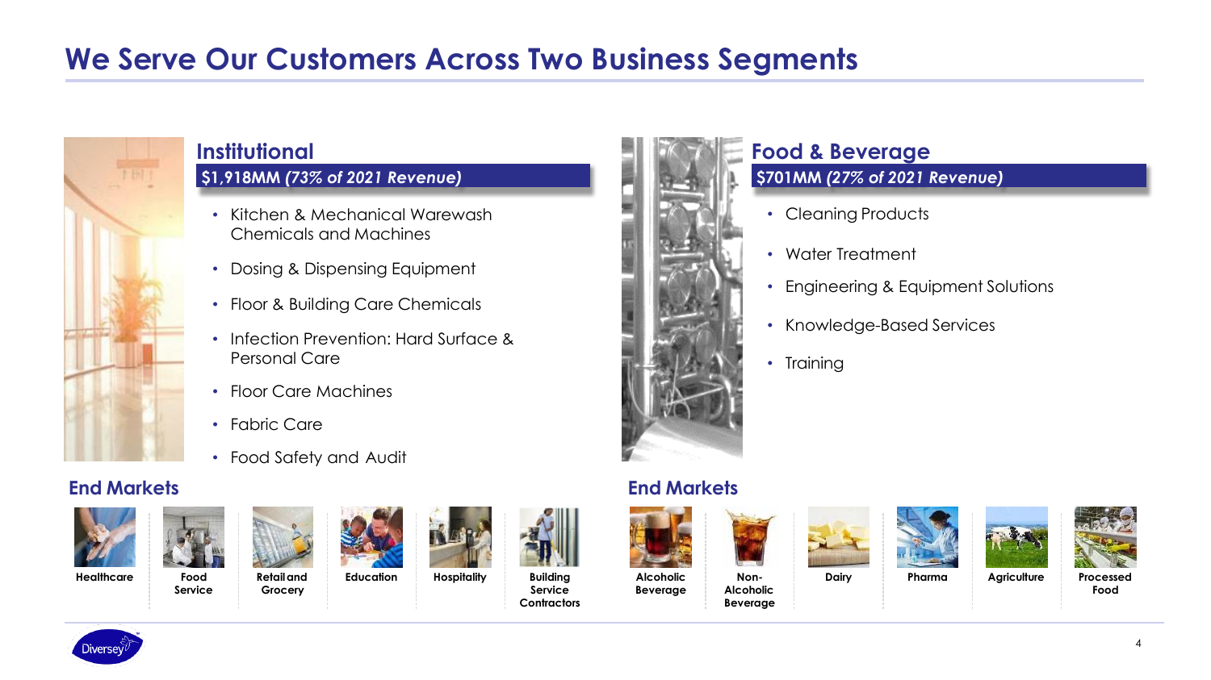# We Serve Our Customers Across Two Business Segments

## Institutional

**$1,918MM *(73% of 2021 Revenue)***

- Kitchen & Mechanical Warewash Chemicals and Machines
- Dosing & Dispensing Equipment
- Floor & Building Care Chemicals
- Infection Prevention: Hard Surface & Personal Care
- Floor Care Machines
- Fabric Care
- Food Safety and Audit

### End Markets

Healthcare | Food Service | Retail and Grocery | Education | Hospitality | Building Service Contractors

## Food & Beverage

**$701MM *(27% of 2021 Revenue)***

- Cleaning Products
- Water Treatment
- Engineering & Equipment Solutions
- Knowledge-Based Services
- Training

### End Markets

Alcoholic Beverage | Non-Alcoholic Beverage | Dairy | Pharma | Agriculture | Processed Food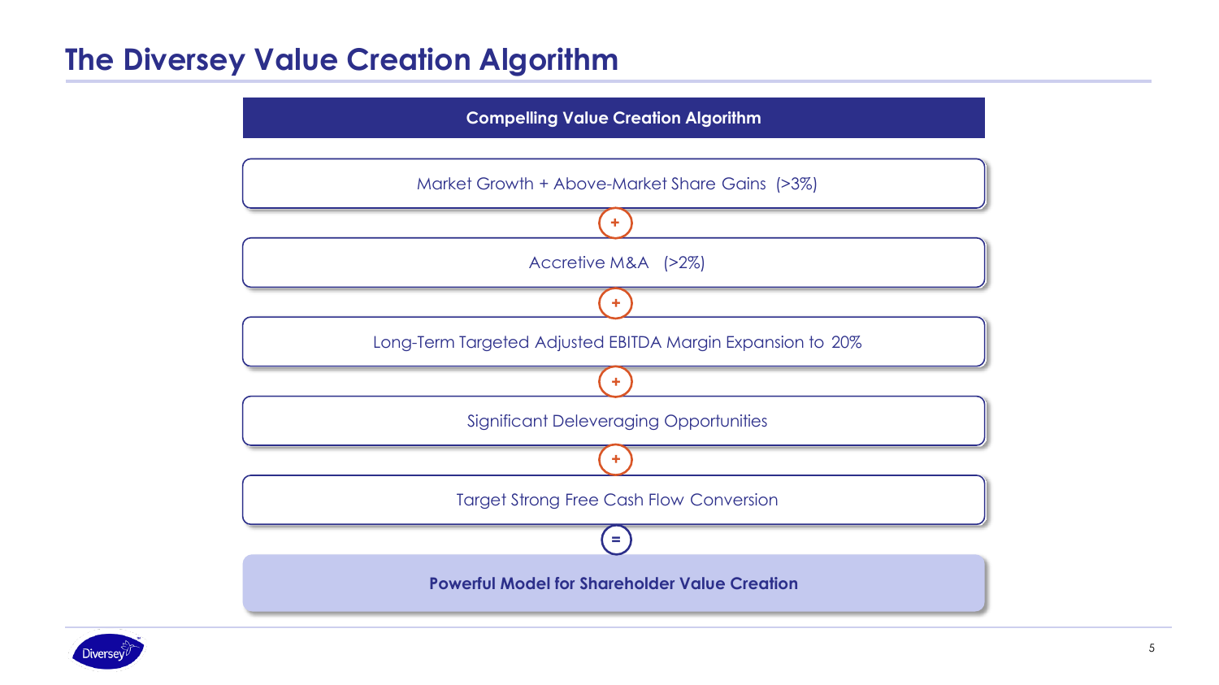# The Diversey Value Creation Algorithm

**Compelling Value Creation Algorithm**

Market Growth + Above-Market Share Gains (>3%)

+

Accretive M&A (>2%)

+

Long-Term Targeted Adjusted EBITDA Margin Expansion to 20%

+

Significant Deleveraging Opportunities

+

Target Strong Free Cash Flow Conversion

=

**Powerful Model for Shareholder Value Creation**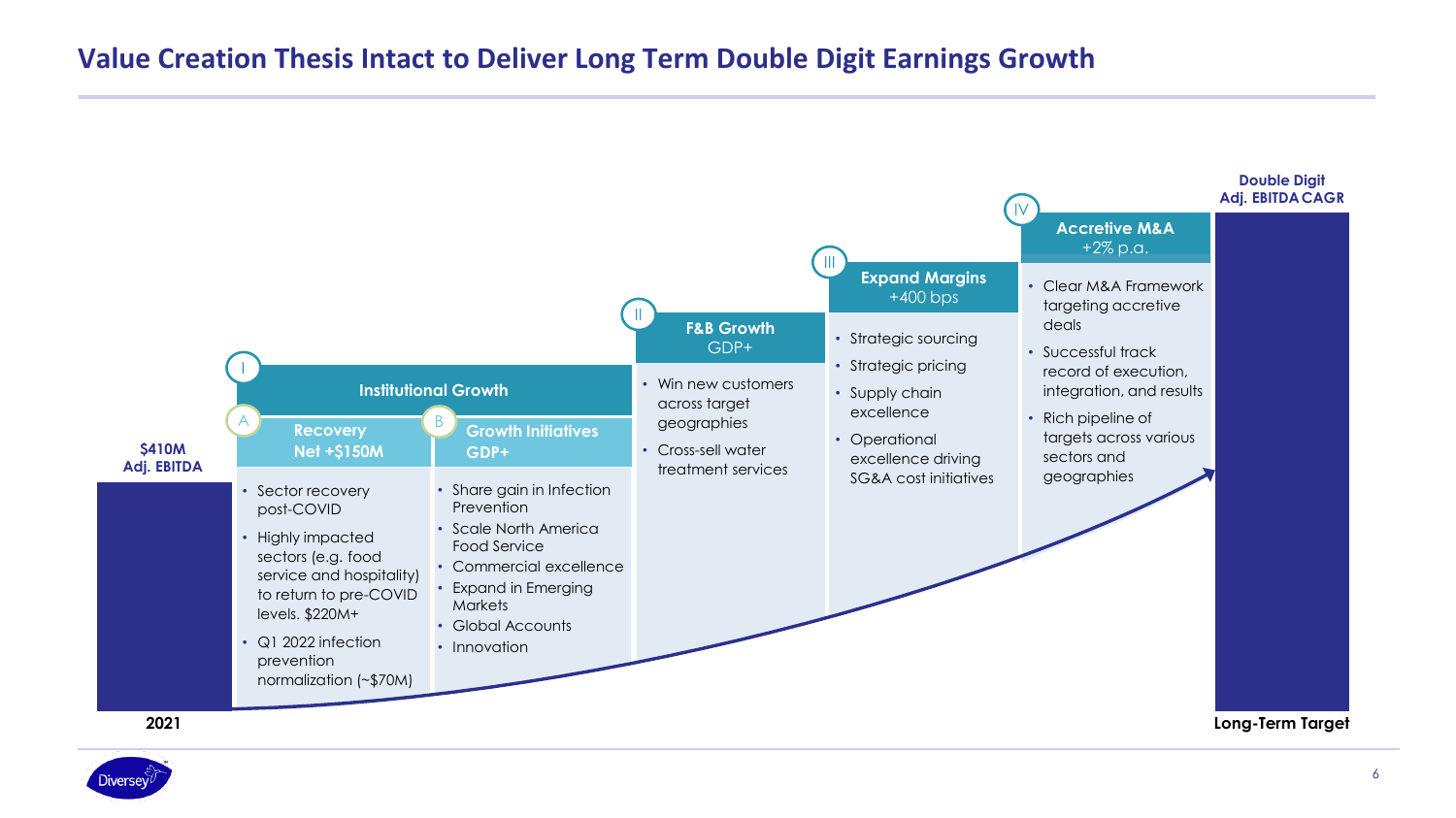# Value Creation Thesis Intact to Deliver Long Term Double Digit Earnings Growth

$410M
Adj. EBITDA

2021

## I Institutional Growth

### A Recovery
Net +$150M

- Sector recovery post-COVID
- Highly impacted sectors (e.g. food service and hospitality) to return to pre-COVID levels. $220M+
- Q1 2022 infection prevention normalization (~$70M)

### B Growth Initiatives
GDP+

- Share gain in Infection Prevention
- Scale North America Food Service
- Commercial excellence
- Expand in Emerging Markets
- Global Accounts
- Innovation

## II F&B Growth
GDP+

- Win new customers across target geographies
- Cross-sell water treatment services

## III Expand Margins
+400 bps

- Strategic sourcing
- Strategic pricing
- Supply chain excellence
- Operational excellence driving SG&A cost initiatives

## IV Accretive M&A
+2% p.a.

- Clear M&A Framework targeting accretive deals
- Successful track record of execution, integration, and results
- Rich pipeline of targets across various sectors and geographies

Double Digit
Adj. EBITDA CAGR

Long-Term Target